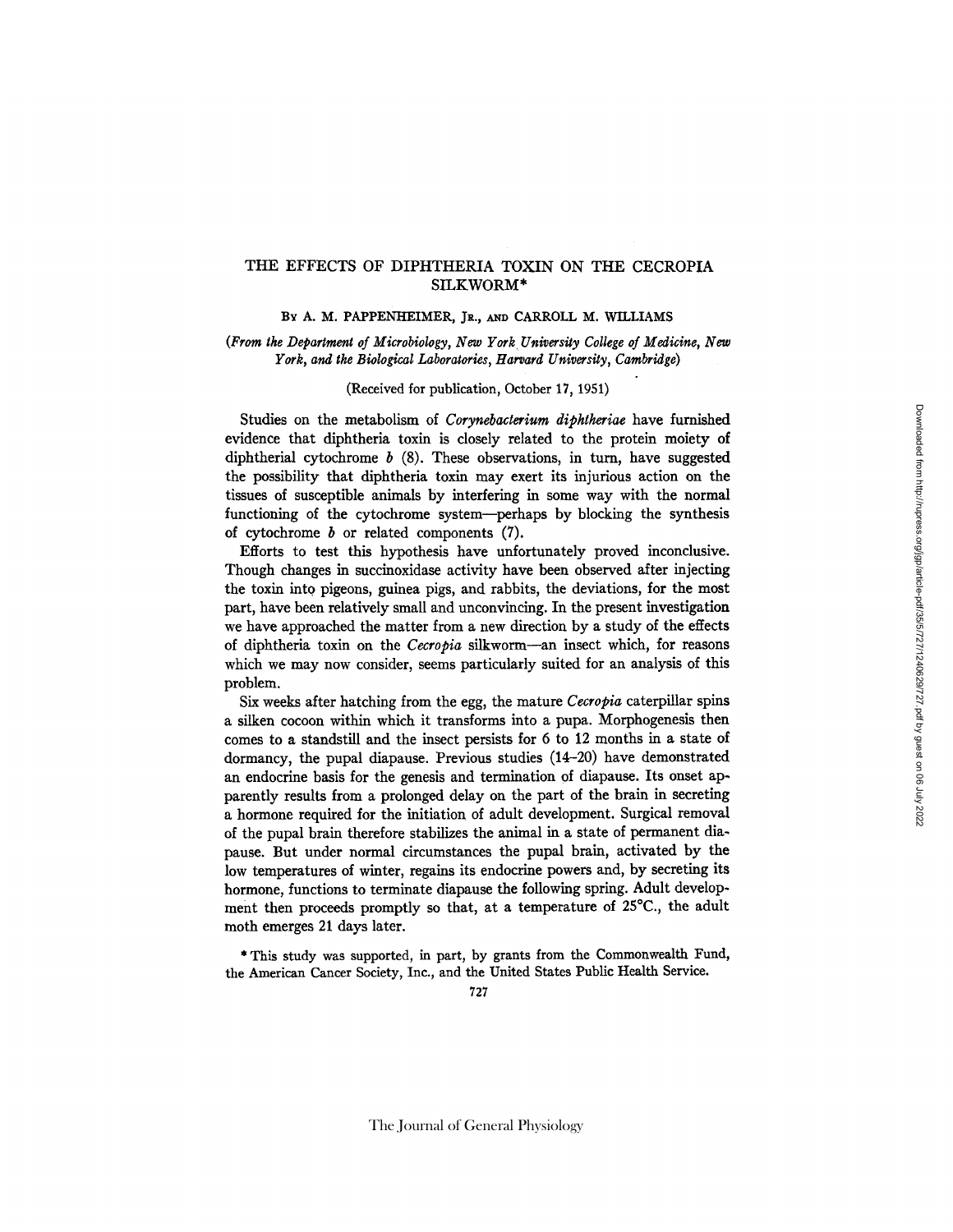# THE EFFECTS OF DIPHTHERIA TOXIN ON THE CECROPIA SILKWORM*

BY A. M. PAPPENHEIMER, JR., AND CARROLL M. WILLIAMS

*(From the Department of Microbiology, New York University College of Medicine, New York, and the Biological Laboratories, Harvard University, Cambridge)*

(Received for publication, October 17, 1951)

Studies on the metabolism of *Corynebacterium diphtheriae* have furnished evidence that diphtheria toxin is closely related to the protein moiety of diphtherial cytochrome *b* (8). These observations, in turn, have suggested the possibility that diphtheria toxin may exert its injurious action on the tissues of susceptible animals by interfering in some way with the normal functioning of the cytochrome system—perhaps by blocking the synthesis of cytochrome *b* or related components (7).

Efforts to test this hypothesis have unfortunately proved inconclusive. Though changes in succinoxidase activity have been observed after injecting the toxin into pigeons, guinea pigs, and rabbits, the deviations, for the most part, have been relatively small and unconvincing. In the present investigation we have approached the matter from a new direction by a study of the effects of diphtheria toxin on the *Cecropia* silkworm—an insect which, for reasons which we may now consider, seems particularly suited for an analysis of this problem.

Six weeks after hatching from the egg, the mature *Cecropia* caterpillar spins a silken cocoon within which it transforms into a pupa. Morphogenesis then comes to a standstill and the insect persists for 6 to 12 months in a state of dormancy, the pupal diapause. Previous studies (14–20) have demonstrated an endocrine basis for the genesis and termination of diapause. Its onset apparently results from a prolonged delay on the part of the brain in secreting a hormone required for the initiation of adult development. Surgical removal of the pupal brain therefore stabilizes the animal in a state of permanent diapause. But under normal circumstances the pupal brain, activated by the low temperatures of winter, regains its endocrine powers and, by secreting its hormone, functions to terminate diapause the following spring. Adult development then proceeds promptly so that, at a temperature of 25°C., the adult moth emerges 21 days later.

* This study was supported, in part, by grants from the Commonwealth Fund, the American Cancer Society, Inc., and the United States Public Health Service.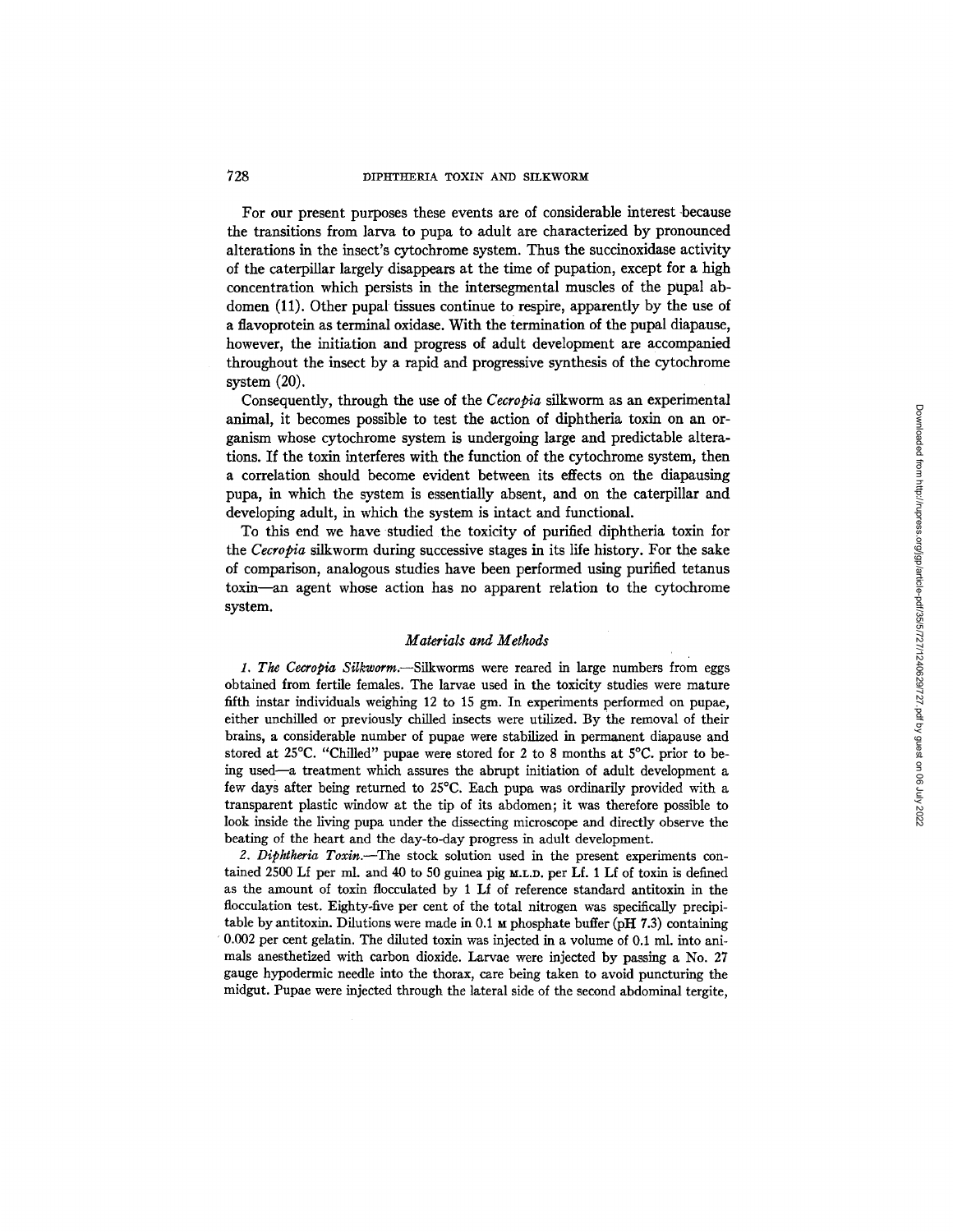For our present purposes these events are of considerable interest because the transitions from larva to pupa to adult are characterized by pronounced alterations in the insect's cytochrome system. Thus the succinoxidase activity of the caterpillar largely disappears at the time of pupation, except for a high concentration which persists in the intersegmental muscles of the pupal abdomen (11). Other pupal tissues continue to respire, apparently by the use of a flavoprotein as terminal oxidase. With the termination of the pupal diapause, however, the initiation and progress of adult development are accompanied throughout the insect by a rapid and progressive synthesis of the cytochrome system (20).

Consequently, through the use of the *Cecropia* silkworm as an experimental animal, it becomes possible to test the action of diphtheria toxin on an organism whose cytochrome system is undergoing large and predictable alterations. If the toxin interferes with the function of the cytochrome system, then a correlation should become evident between its effects on the diapausing pupa, in which the system is essentially absent, and on the caterpillar and developing adult, in which the system is intact and functional.

To this end we have studied the toxicity of purified diphtheria toxin for the *Cecropia* silkworm during successive stages in its life history. For the sake of comparison, analogous studies have been performed using purified tetanus toxin—an agent whose action has no apparent relation to the cytochrome system.

## *Materials and Methods*

*1. The Cecropia Silkworm.*—Silkworms were reared in large numbers from eggs obtained from fertile females. The larvae used in the toxicity studies were mature fifth instar individuals weighing 12 to 15 gm. In experiments performed on pupae, either unchilled or previously chilled insects were utilized. By the removal of their brains, a considerable number of pupae were stabilized in permanent diapause and stored at 25°C. "Chilled" pupae were stored for 2 to 8 months at 5°C. prior to being used—a treatment which assures the abrupt initiation of adult development a few days after being returned to 25°C. Each pupa was ordinarily provided with a transparent plastic window at the tip of its abdomen; it was therefore possible to look inside the living pupa under the dissecting microscope and directly observe the beating of the heart and the day-to-day progress in adult development.

*2. Diphtheria Toxin.*—The stock solution used in the present experiments contained 2500 Lf per ml. and 40 to 50 guinea pig M.L.D. per Lf. 1 Lf of toxin is defined as the amount of toxin flocculated by 1 Lf of reference standard antitoxin in the flocculation test. Eighty-five per cent of the total nitrogen was specifically precipitable by antitoxin. Dilutions were made in 0.1 M phosphate buffer (pH 7.3) containing 0.002 per cent gelatin. The diluted toxin was injected in a volume of 0.1 ml. into animals anesthetized with carbon dioxide. Larvae were injected by passing a No. 27 gauge hypodermic needle into the thorax, care being taken to avoid puncturing the midgut. Pupae were injected through the lateral side of the second abdominal tergite,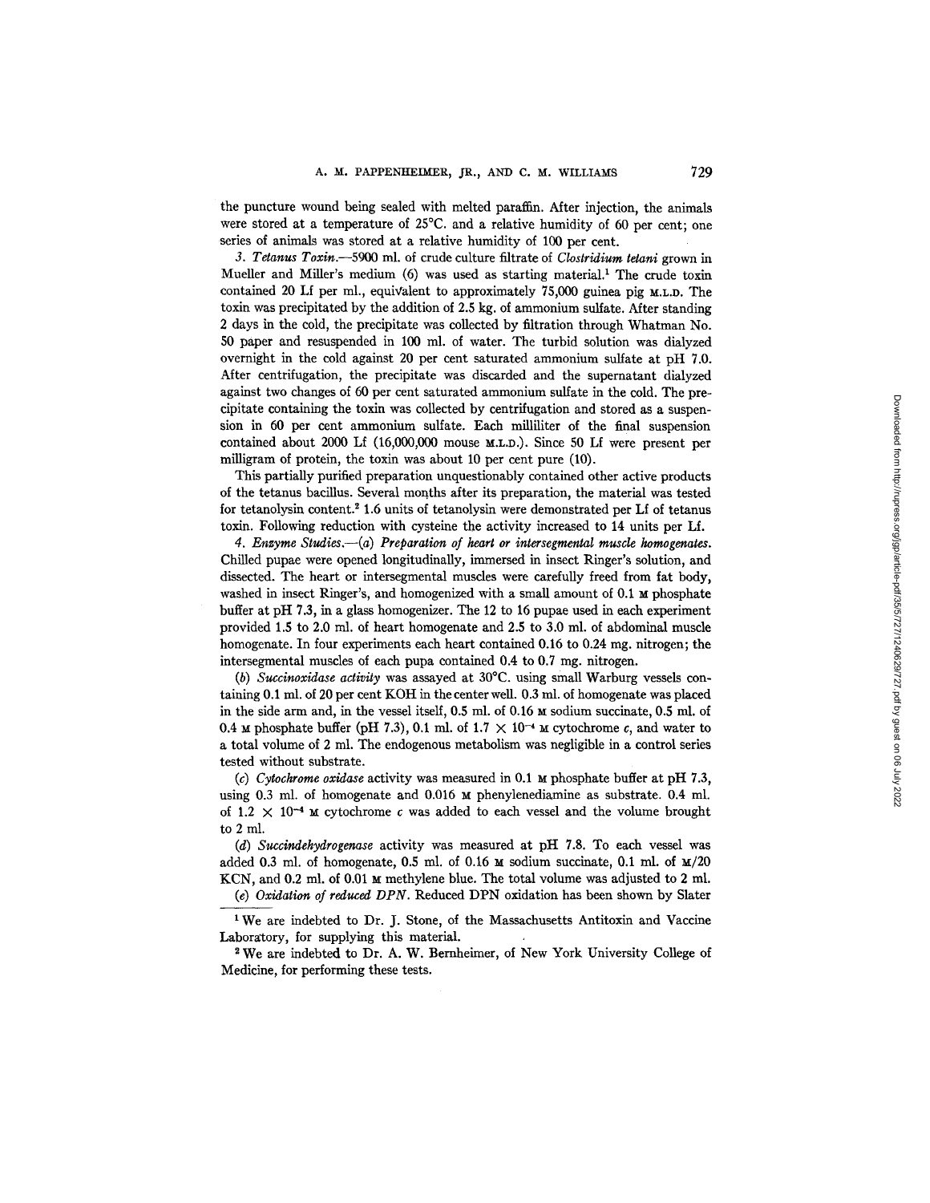the puncture wound being sealed with melted paraffin. After injection, the animals were stored at a temperature of 25°C. and a relative humidity of 60 per cent; one series of animals was stored at a relative humidity of 100 per cent.

*3. Tetanus Toxin.*—5900 ml. of crude culture filtrate of *Clostridium tetani* grown in Mueller and Miller's medium (6) was used as starting material.[1] The crude toxin contained 20 Lf per ml., equivalent to approximately 75,000 guinea pig M.L.D. The toxin was precipitated by the addition of 2.5 kg. of ammonium sulfate. After standing 2 days in the cold, the precipitate was collected by filtration through Whatman No. 50 paper and resuspended in 100 ml. of water. The turbid solution was dialyzed overnight in the cold against 20 per cent saturated ammonium sulfate at pH 7.0. After centrifugation, the precipitate was discarded and the supernatant dialyzed against two changes of 60 per cent saturated ammonium sulfate in the cold. The precipitate containing the toxin was collected by centrifugation and stored as a suspension in 60 per cent ammonium sulfate. Each milliliter of the final suspension contained about 2000 Lf (16,000,000 mouse M.L.D.). Since 50 Lf were present per milligram of protein, the toxin was about 10 per cent pure (10).

This partially purified preparation unquestionably contained other active products of the tetanus bacillus. Several months after its preparation, the material was tested for tetanolysin content.[2] 1.6 units of tetanolysin were demonstrated per Lf of tetanus toxin. Following reduction with cysteine the activity increased to 14 units per Lf.

*4. Enzyme Studies.*—(*a*) *Preparation of heart or intersegmental muscle homogenates.* Chilled pupae were opened longitudinally, immersed in insect Ringer's solution, and dissected. The heart or intersegmental muscles were carefully freed from fat body, washed in insect Ringer's, and homogenized with a small amount of 0.1 M phosphate buffer at pH 7.3, in a glass homogenizer. The 12 to 16 pupae used in each experiment provided 1.5 to 2.0 ml. of heart homogenate and 2.5 to 3.0 ml. of abdominal muscle homogenate. In four experiments each heart contained 0.16 to 0.24 mg. nitrogen; the intersegmental muscles of each pupa contained 0.4 to 0.7 mg. nitrogen.

(*b*) *Succinoxidase activity* was assayed at 30°C. using small Warburg vessels containing 0.1 ml. of 20 per cent KOH in the center well. 0.3 ml. of homogenate was placed in the side arm and, in the vessel itself, 0.5 ml. of 0.16 M sodium succinate, 0.5 ml. of 0.4 M phosphate buffer (pH 7.3), 0.1 ml. of $1.7 \times 10^{-4}$ M cytochrome *c*, and water to a total volume of 2 ml. The endogenous metabolism was negligible in a control series tested without substrate.

(*c*) *Cytochrome oxidase* activity was measured in 0.1 M phosphate buffer at pH 7.3, using 0.3 ml. of homogenate and 0.016 M phenylenediamine as substrate. 0.4 ml. of $1.2 \times 10^{-4}$ M cytochrome *c* was added to each vessel and the volume brought to 2 ml.

(*d*) *Succindehydrogenase* activity was measured at pH 7.8. To each vessel was added 0.3 ml. of homogenate, 0.5 ml. of 0.16 M sodium succinate, 0.1 ml. of M/20 KCN, and 0.2 ml. of 0.01 M methylene blue. The total volume was adjusted to 2 ml.

(*e*) *Oxidation of reduced DPN.* Reduced DPN oxidation has been shown by Slater

[1] We are indebted to Dr. J. Stone, of the Massachusetts Antitoxin and Vaccine Laboratory, for supplying this material.

[2] We are indebted to Dr. A. W. Bernheimer, of New York University College of Medicine, for performing these tests.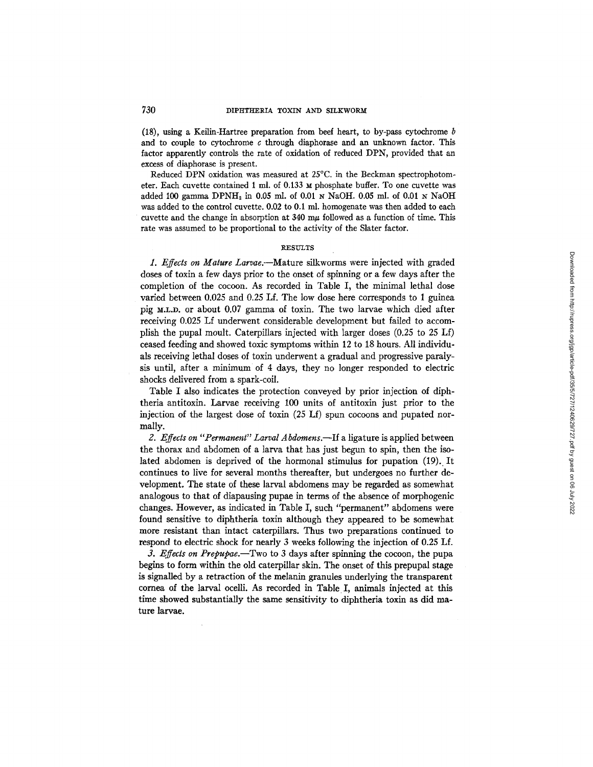(18), using a Keilin-Hartree preparation from beef heart, to by-pass cytochrome *b* and to couple to cytochrome *c* through diaphorase and an unknown factor. This factor apparently controls the rate of oxidation of reduced DPN, provided that an excess of diaphorase is present.

Reduced DPN oxidation was measured at 25°C. in the Beckman spectrophotometer. Each cuvette contained 1 ml. of 0.133 M phosphate buffer. To one cuvette was added 100 gamma $DPNH_2$ in 0.05 ml. of 0.01 N NaOH. 0.05 ml. of 0.01 N NaOH was added to the control cuvette. 0.02 to 0.1 ml. homogenate was then added to each cuvette and the change in absorption at 340 mμ followed as a function of time. This rate was assumed to be proportional to the activity of the Slater factor.

## RESULTS

*1. Effects on Mature Larvae.*—Mature silkworms were injected with graded doses of toxin a few days prior to the onset of spinning or a few days after the completion of the cocoon. As recorded in Table I, the minimal lethal dose varied between 0.025 and 0.25 Lf. The low dose here corresponds to 1 guinea pig M.L.D. or about 0.07 gamma of toxin. The two larvae which died after receiving 0.025 Lf underwent considerable development but failed to accomplish the pupal moult. Caterpillars injected with larger doses (0.25 to 25 Lf) ceased feeding and showed toxic symptoms within 12 to 18 hours. All individuals receiving lethal doses of toxin underwent a gradual and progressive paralysis until, after a minimum of 4 days, they no longer responded to electric shocks delivered from a spark-coil.

Table I also indicates the protection conveyed by prior injection of diphtheria antitoxin. Larvae receiving 100 units of antitoxin just prior to the injection of the largest dose of toxin (25 Lf) spun cocoons and pupated normally.

*2. Effects on "Permanent" Larval Abdomens.*—If a ligature is applied between the thorax and abdomen of a larva that has just begun to spin, then the isolated abdomen is deprived of the hormonal stimulus for pupation (19). It continues to live for several months thereafter, but undergoes no further development. The state of these larval abdomens may be regarded as somewhat analogous to that of diapausing pupae in terms of the absence of morphogenic changes. However, as indicated in Table I, such "permanent" abdomens were found sensitive to diphtheria toxin although they appeared to be somewhat more resistant than intact caterpillars. Thus two preparations continued to respond to electric shock for nearly 3 weeks following the injection of 0.25 Lf.

*3. Effects on Prepupae.*—Two to 3 days after spinning the cocoon, the pupa begins to form within the old caterpillar skin. The onset of this prepupal stage is signalled by a retraction of the melanin granules underlying the transparent cornea of the larval ocelli. As recorded in Table I, animals injected at this time showed substantially the same sensitivity to diphtheria toxin as did mature larvae.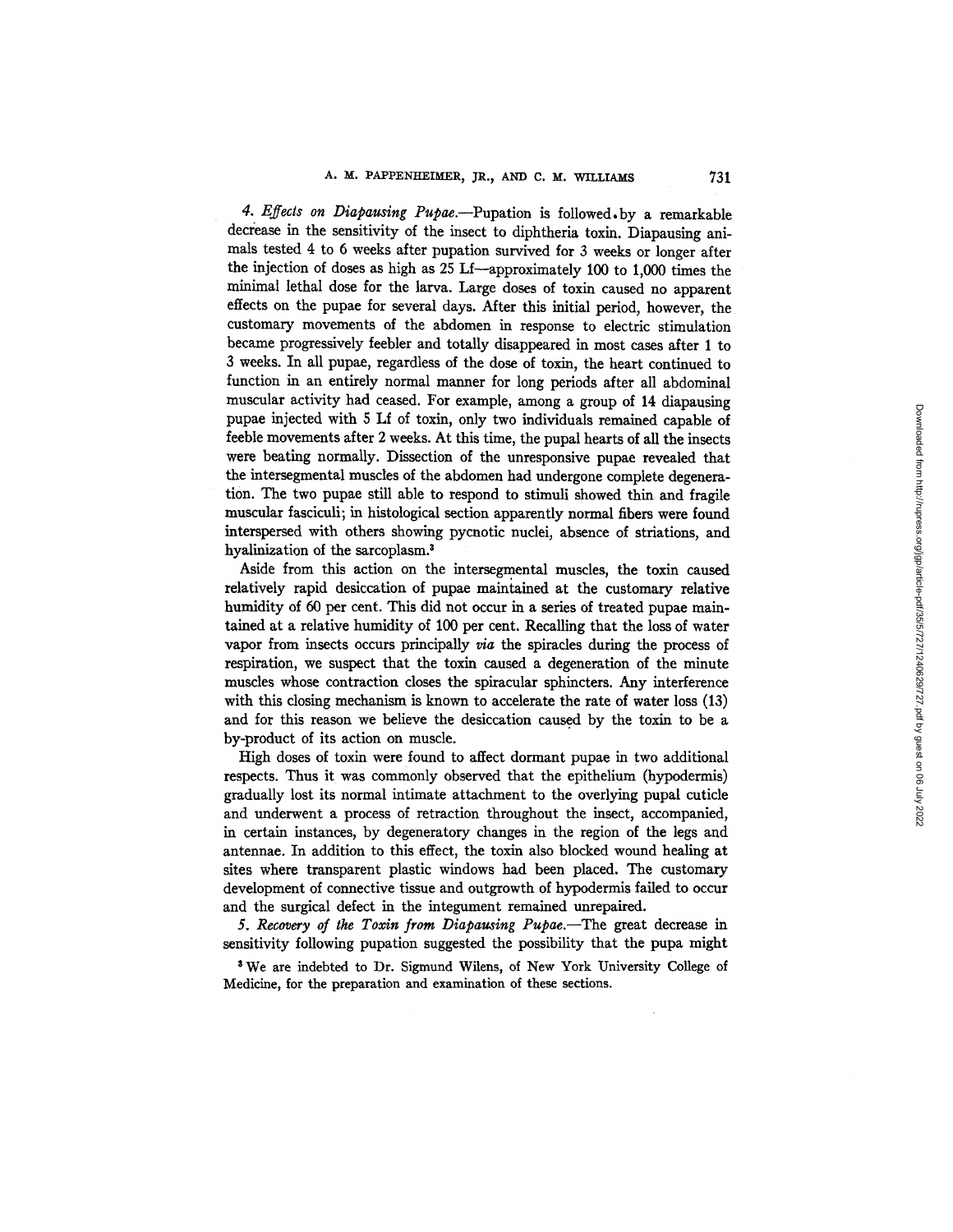*4. Effects on Diapausing Pupae.*—Pupation is followed by a remarkable decrease in the sensitivity of the insect to diphtheria toxin. Diapausing animals tested 4 to 6 weeks after pupation survived for 3 weeks or longer after the injection of doses as high as 25 Lf—approximately 100 to 1,000 times the minimal lethal dose for the larva. Large doses of toxin caused no apparent effects on the pupae for several days. After this initial period, however, the customary movements of the abdomen in response to electric stimulation became progressively feebler and totally disappeared in most cases after 1 to 3 weeks. In all pupae, regardless of the dose of toxin, the heart continued to function in an entirely normal manner for long periods after all abdominal muscular activity had ceased. For example, among a group of 14 diapausing pupae injected with 5 Lf of toxin, only two individuals remained capable of feeble movements after 2 weeks. At this time, the pupal hearts of all the insects were beating normally. Dissection of the unresponsive pupae revealed that the intersegmental muscles of the abdomen had undergone complete degeneration. The two pupae still able to respond to stimuli showed thin and fragile muscular fasciculi; in histological section apparently normal fibers were found interspersed with others showing pycnotic nuclei, absence of striations, and hyalinization of the sarcoplasm.[3]

Aside from this action on the intersegmental muscles, the toxin caused relatively rapid desiccation of pupae maintained at the customary relative humidity of 60 per cent. This did not occur in a series of treated pupae maintained at a relative humidity of 100 per cent. Recalling that the loss of water vapor from insects occurs principally *via* the spiracles during the process of respiration, we suspect that the toxin caused a degeneration of the minute muscles whose contraction closes the spiracular sphincters. Any interference with this closing mechanism is known to accelerate the rate of water loss (13) and for this reason we believe the desiccation caused by the toxin to be a by-product of its action on muscle.

High doses of toxin were found to affect dormant pupae in two additional respects. Thus it was commonly observed that the epithelium (hypodermis) gradually lost its normal intimate attachment to the overlying pupal cuticle and underwent a process of retraction throughout the insect, accompanied, in certain instances, by degeneratory changes in the region of the legs and antennae. In addition to this effect, the toxin also blocked wound healing at sites where transparent plastic windows had been placed. The customary development of connective tissue and outgrowth of hypodermis failed to occur and the surgical defect in the integument remained unrepaired.

*5. Recovery of the Toxin from Diapausing Pupae.*—The great decrease in sensitivity following pupation suggested the possibility that the pupa might

[3] We are indebted to Dr. Sigmund Wilens, of New York University College of Medicine, for the preparation and examination of these sections.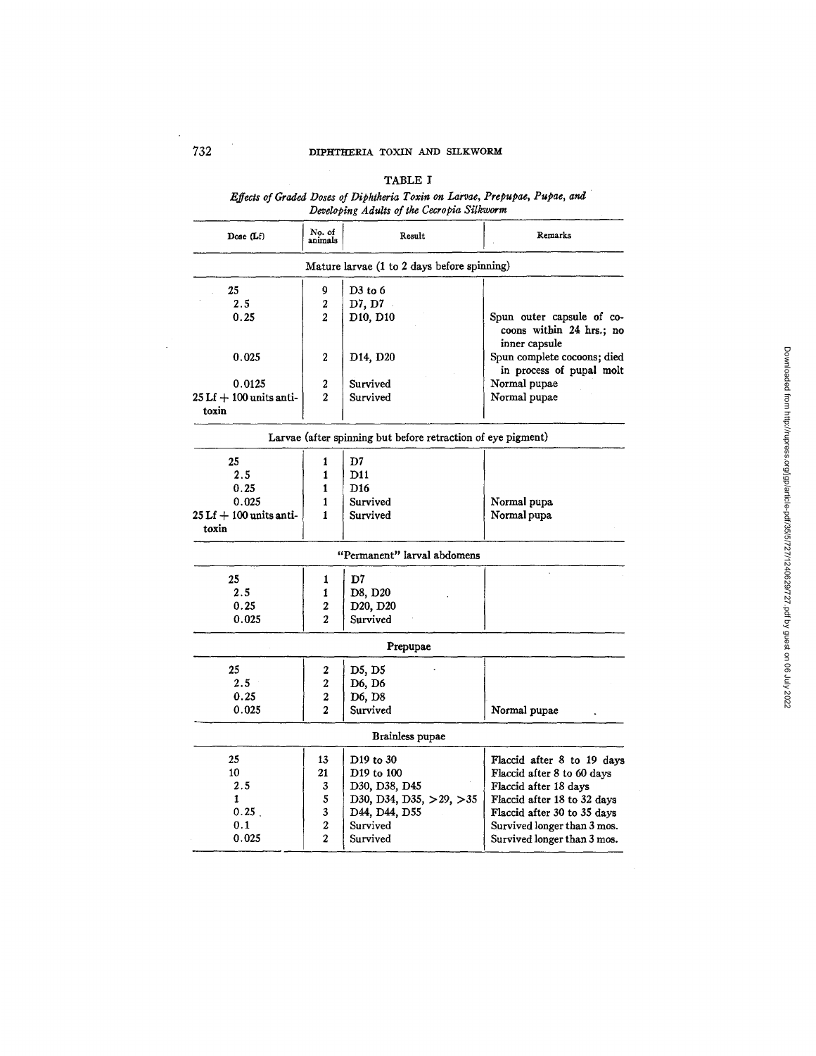TABLE I

*Effects of Graded Doses of Diphtheria Toxin on Larvae, Prepupae, Pupae, and Developing Adults of the Cecropia Silkworm*

| Dose (Lf) | No. of animals | Result | Remarks |
|---|---|---|---|
| **Mature larvae (1 to 2 days before spinning)** | | | |
| 25 | 9 | D3 to 6 | |
| 2.5 | 2 | D7, D7 | |
| 0.25 | 2 | D10, D10 | Spun outer capsule of cocoons within 24 hrs.; no inner capsule |
| 0.025 | 2 | D14, D20 | Spun complete cocoons; died in process of pupal molt |
| 0.0125 | 2 | Survived | Normal pupae |
| 25 Lf + 100 units antitoxin | 2 | Survived | Normal pupae |
| **Larvae (after spinning but before retraction of eye pigment)** | | | |
| 25 | 1 | D7 | |
| 2.5 | 1 | D11 | |
| 0.25 | 1 | D16 | |
| 0.025 | 1 | Survived | Normal pupa |
| 25 Lf + 100 units antitoxin | 1 | Survived | Normal pupa |
| **"Permanent" larval abdomens** | | | |
| 25 | 1 | D7 | |
| 2.5 | 1 | D8, D20 | |
| 0.25 | 2 | D20, D20 | |
| 0.025 | 2 | Survived | |
| **Prepupae** | | | |
| 25 | 2 | D5, D5 | |
| 2.5 | 2 | D6, D6 | |
| 0.25 | 2 | D6, D8 | |
| 0.025 | 2 | Survived | Normal pupae |
| **Brainless pupae** | | | |
| 25 | 13 | D19 to 30 | Flaccid after 8 to 19 days |
| 10 | 21 | D19 to 100 | Flaccid after 8 to 60 days |
| 2.5 | 3 | D30, D38, D45 | Flaccid after 18 days |
| 1 | 5 | D30, D34, D35, >29, >35 | Flaccid after 18 to 32 days |
| 0.25 | 3 | D44, D44, D55 | Flaccid after 30 to 35 days |
| 0.1 | 2 | Survived | Survived longer than 3 mos. |
| 0.025 | 2 | Survived | Survived longer than 3 mos. |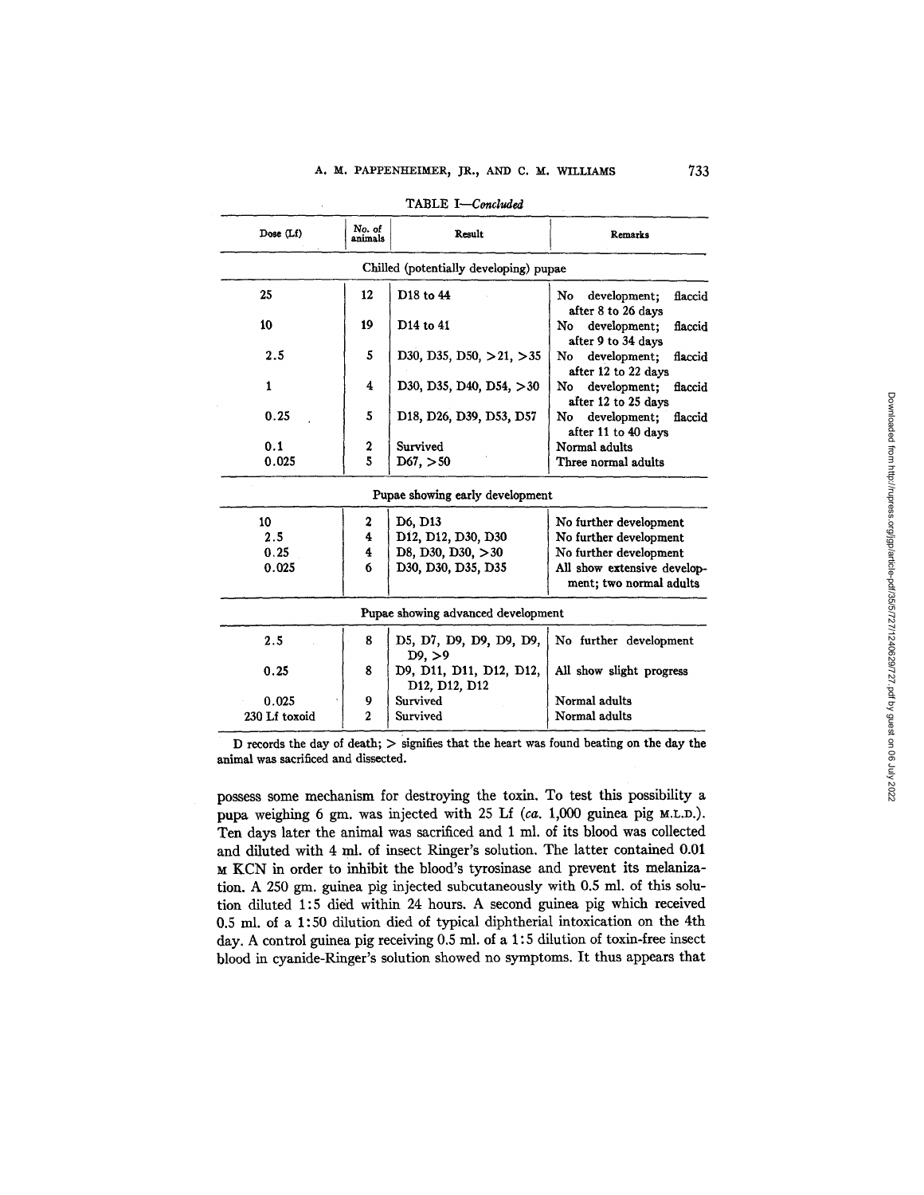TABLE I—*Concluded*

| Dose (Lf) | No. of animals | Result | Remarks |
|---|---|---|---|
| Chilled (potentially developing) pupae | | | |
| 25 | 12 | D18 to 44 | No development; flaccid after 8 to 26 days |
| 10 | 19 | D14 to 41 | No development; flaccid after 9 to 34 days |
| 2.5 | 5 | D30, D35, D50, >21, >35 | No development; flaccid after 12 to 22 days |
| 1 | 4 | D30, D35, D40, D54, >30 | No development; flaccid after 12 to 25 days |
| 0.25 | 5 | D18, D26, D39, D53, D57 | No development; flaccid after 11 to 40 days |
| 0.1 | 2 | Survived | Normal adults |
| 0.025 | 5 | D67, >50 | Three normal adults |
| Pupae showing early development | | | |
| 10 | 2 | D6, D13 | No further development |
| 2.5 | 4 | D12, D12, D30, D30 | No further development |
| 0.25 | 4 | D8, D30, D30, >30 | No further development |
| 0.025 | 6 | D30, D30, D35, D35 | All show extensive development; two normal adults |
| Pupae showing advanced development | | | |
| 2.5 | 8 | D5, D7, D9, D9, D9, D9, D9, >9 | No further development |
| 0.25 | 8 | D9, D11, D11, D12, D12, D12, D12, D12 | All show slight progress |
| 0.025 | 9 | Survived | Normal adults |
| 230 Lf toxoid | 2 | Survived | Normal adults |

D records the day of death; > signifies that the heart was found beating on the day the animal was sacrificed and dissected.

possess some mechanism for destroying the toxin. To test this possibility a pupa weighing 6 gm. was injected with 25 Lf (*ca.* 1,000 guinea pig M.L.D.). Ten days later the animal was sacrificed and 1 ml. of its blood was collected and diluted with 4 ml. of insect Ringer's solution. The latter contained 0.01 M KCN in order to inhibit the blood's tyrosinase and prevent its melanization. A 250 gm. guinea pig injected subcutaneously with 0.5 ml. of this solution diluted 1:5 died within 24 hours. A second guinea pig which received 0.5 ml. of a 1:50 dilution died of typical diphtherial intoxication on the 4th day. A control guinea pig receiving 0.5 ml. of a 1:5 dilution of toxin-free insect blood in cyanide-Ringer's solution showed no symptoms. It thus appears that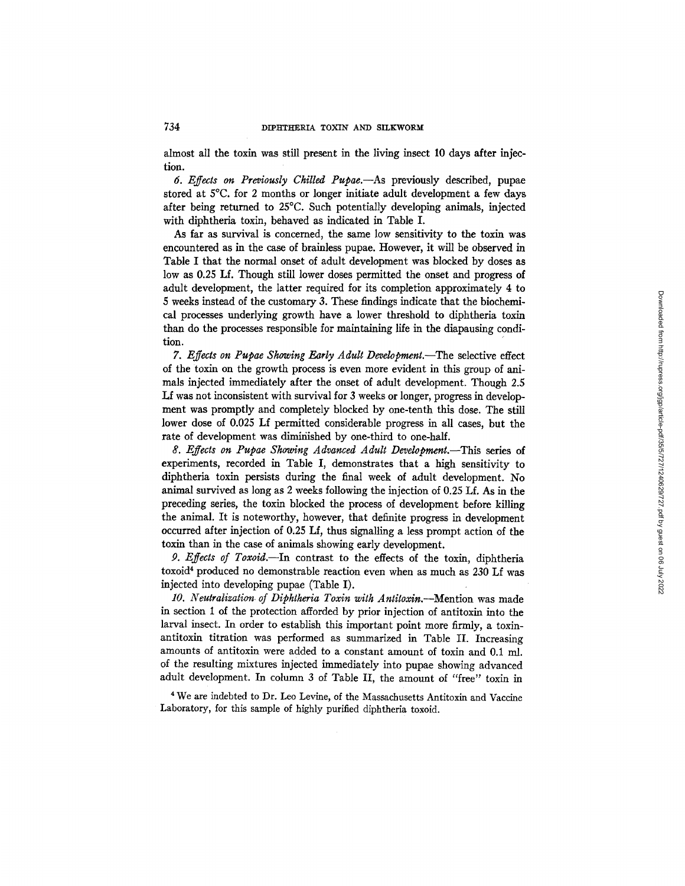almost all the toxin was still present in the living insect 10 days after injection.

*6. Effects on Previously Chilled Pupae.*—As previously described, pupae stored at 5°C. for 2 months or longer initiate adult development a few days after being returned to 25°C. Such potentially developing animals, injected with diphtheria toxin, behaved as indicated in Table I.

As far as survival is concerned, the same low sensitivity to the toxin was encountered as in the case of brainless pupae. However, it will be observed in Table I that the normal onset of adult development was blocked by doses as low as 0.25 Lf. Though still lower doses permitted the onset and progress of adult development, the latter required for its completion approximately 4 to 5 weeks instead of the customary 3. These findings indicate that the biochemical processes underlying growth have a lower threshold to diphtheria toxin than do the processes responsible for maintaining life in the diapausing condition.

*7. Effects on Pupae Showing Early Adult Development.*—The selective effect of the toxin on the growth process is even more evident in this group of animals injected immediately after the onset of adult development. Though 2.5 Lf was not inconsistent with survival for 3 weeks or longer, progress in development was promptly and completely blocked by one-tenth this dose. The still lower dose of 0.025 Lf permitted considerable progress in all cases, but the rate of development was diminished by one-third to one-half.

*8. Effects on Pupae Showing Advanced Adult Development.*—This series of experiments, recorded in Table I, demonstrates that a high sensitivity to diphtheria toxin persists during the final week of adult development. No animal survived as long as 2 weeks following the injection of 0.25 Lf. As in the preceding series, the toxin blocked the process of development before killing the animal. It is noteworthy, however, that definite progress in development occurred after injection of 0.25 Lf, thus signalling a less prompt action of the toxin than in the case of animals showing early development.

*9. Effects of Toxoid.*—In contrast to the effects of the toxin, diphtheria toxoid[4] produced no demonstrable reaction even when as much as 230 Lf was injected into developing pupae (Table I).

*10. Neutralization of Diphtheria Toxin with Antitoxin.*—Mention was made in section 1 of the protection afforded by prior injection of antitoxin into the larval insect. In order to establish this important point more firmly, a toxin-antitoxin titration was performed as summarized in Table II. Increasing amounts of antitoxin were added to a constant amount of toxin and 0.1 ml. of the resulting mixtures injected immediately into pupae showing advanced adult development. In column 3 of Table II, the amount of "free" toxin in

[4] We are indebted to Dr. Leo Levine, of the Massachusetts Antitoxin and Vaccine Laboratory, for this sample of highly purified diphtheria toxoid.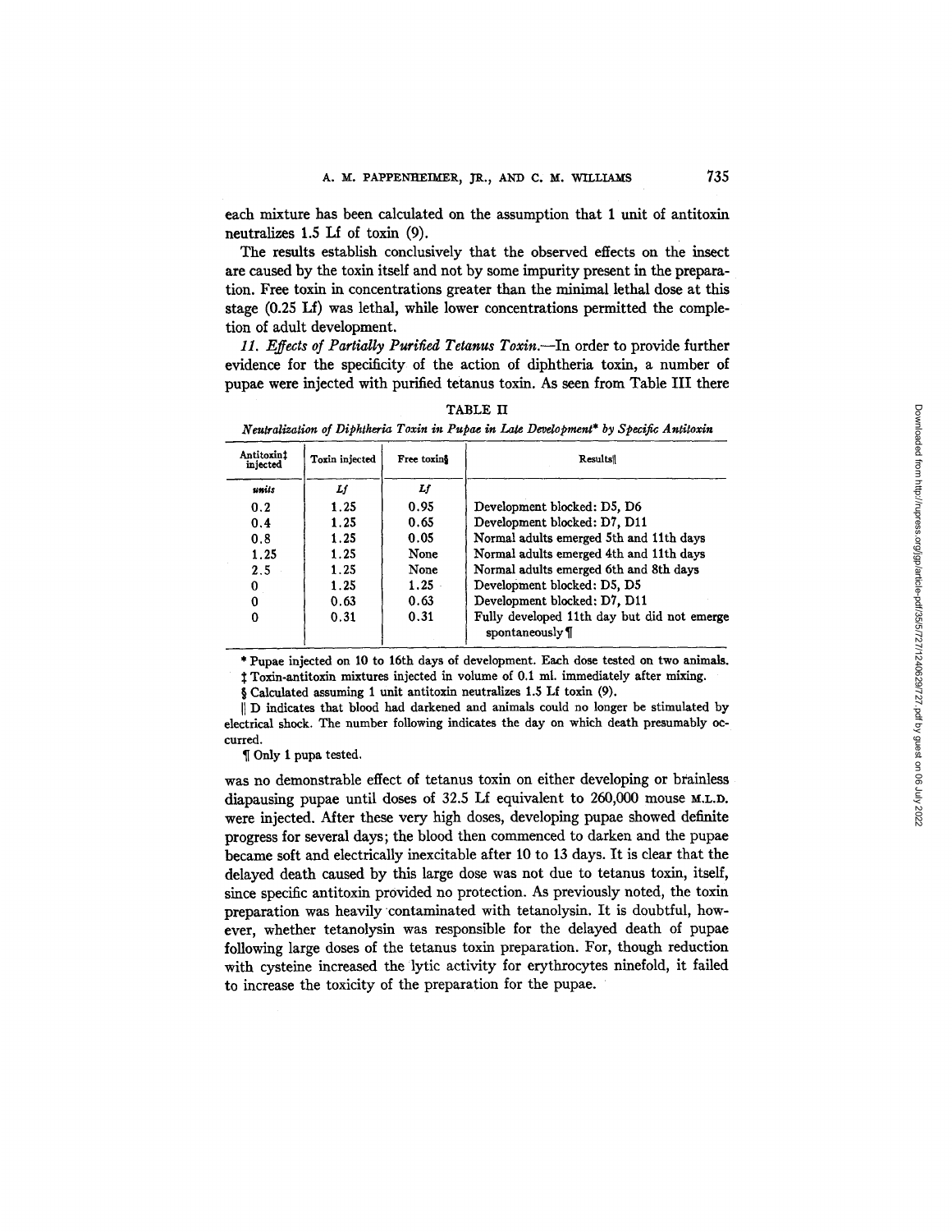each mixture has been calculated on the assumption that 1 unit of antitoxin neutralizes 1.5 Lf of toxin (9).

The results establish conclusively that the observed effects on the insect are caused by the toxin itself and not by some impurity present in the preparation. Free toxin in concentrations greater than the minimal lethal dose at this stage (0.25 Lf) was lethal, while lower concentrations permitted the completion of adult development.

*11. Effects of Partially Purified Tetanus Toxin.*—In order to provide further evidence for the specificity of the action of diphtheria toxin, a number of pupae were injected with purified tetanus toxin. As seen from Table III there

TABLE II

*Neutralization of Diphtheria Toxin in Pupae in Late Development\* by Specific Antitoxin*

| Antitoxin‡ injected | Toxin injected | Free toxin§ | Results‖ |
|---|---|---|---|
| *units* | *Lf* | *Lf* | |
| 0.2 | 1.25 | 0.95 | Development blocked: D5, D6 |
| 0.4 | 1.25 | 0.65 | Development blocked: D7, D11 |
| 0.8 | 1.25 | 0.05 | Normal adults emerged 5th and 11th days |
| 1.25 | 1.25 | None | Normal adults emerged 4th and 11th days |
| 2.5 | 1.25 | None | Normal adults emerged 6th and 8th days |
| 0 | 1.25 | 1.25 | Development blocked: D5, D5 |
| 0 | 0.63 | 0.63 | Development blocked: D7, D11 |
| 0 | 0.31 | 0.31 | Fully developed 11th day but did not emerge spontaneously¶ |

\* Pupae injected on 10 to 16th days of development. Each dose tested on two animals.

‡ Toxin-antitoxin mixtures injected in volume of 0.1 ml. immediately after mixing.

§ Calculated assuming 1 unit antitoxin neutralizes 1.5 Lf toxin (9).

‖ D indicates that blood had darkened and animals could no longer be stimulated by electrical shock. The number following indicates the day on which death presumably occurred.

¶ Only 1 pupa tested.

was no demonstrable effect of tetanus toxin on either developing or brainless diapausing pupae until doses of 32.5 Lf equivalent to 260,000 mouse M.L.D. were injected. After these very high doses, developing pupae showed definite progress for several days; the blood then commenced to darken and the pupae became soft and electrically inexcitable after 10 to 13 days. It is clear that the delayed death caused by this large dose was not due to tetanus toxin, itself, since specific antitoxin provided no protection. As previously noted, the toxin preparation was heavily contaminated with tetanolysin. It is doubtful, however, whether tetanolysin was responsible for the delayed death of pupae following large doses of the tetanus toxin preparation. For, though reduction with cysteine increased the lytic activity for erythrocytes ninefold, it failed to increase the toxicity of the preparation for the pupae.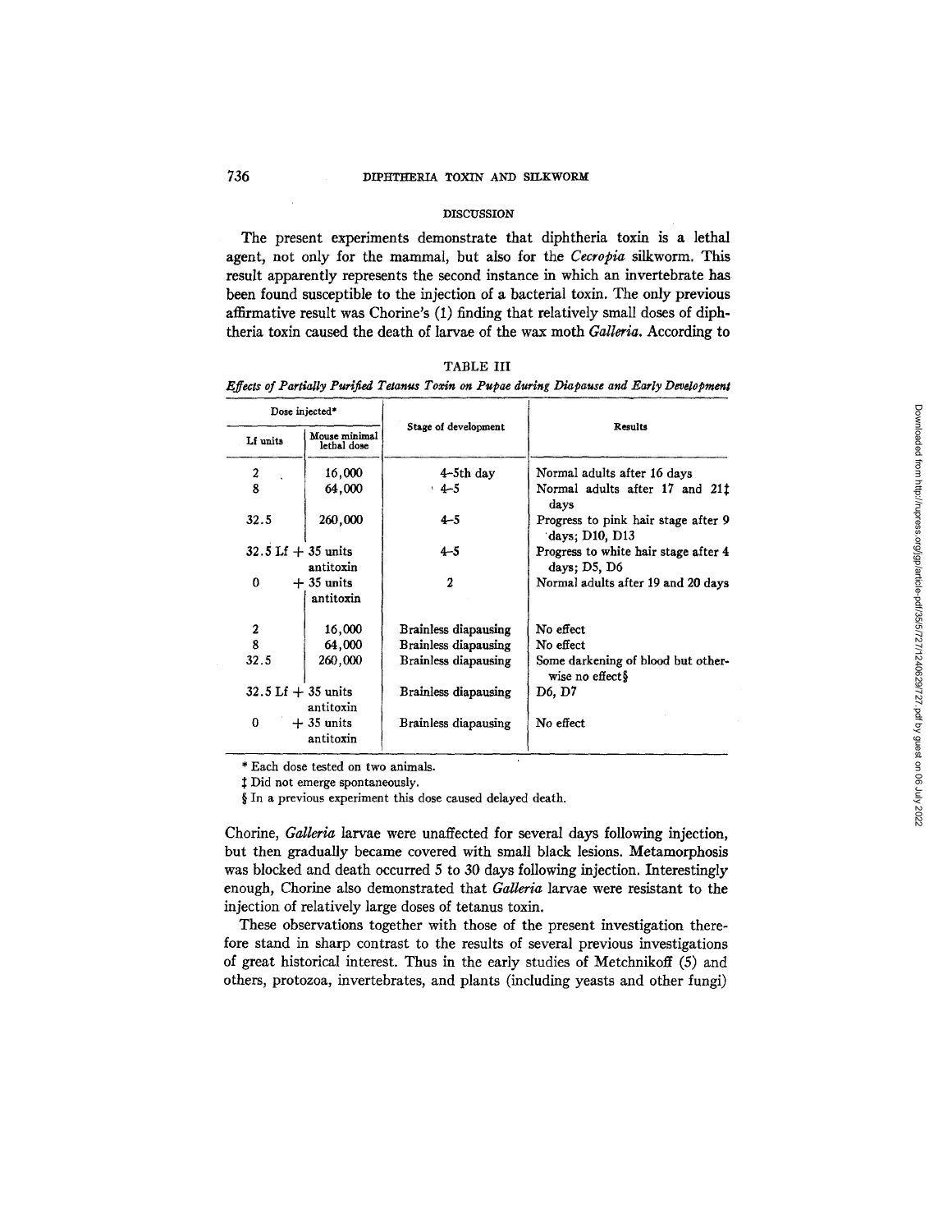## DISCUSSION

The present experiments demonstrate that diphtheria toxin is a lethal agent, not only for the mammal, but also for the *Cecropia* silkworm. This result apparently represents the second instance in which an invertebrate has been found susceptible to the injection of a bacterial toxin. The only previous affirmative result was Chorine's (1) finding that relatively small doses of diphtheria toxin caused the death of larvae of the wax moth *Galleria*. According to Chorine, *Galleria* larvae were unaffected for several days following injection, but then gradually became covered with small black lesions. Metamorphosis was blocked and death occurred 5 to 30 days following injection. Interestingly enough, Chorine also demonstrated that *Galleria* larvae were resistant to the injection of relatively large doses of tetanus toxin.

TABLE III

*Effects of Partially Purified Tetanus Toxin on Pupae during Diapause and Early Development*

| Dose injected* | | Stage of development | Results |
|---|---|---|---|
| Lf units | Mouse minimal lethal dose | | |
| 2 | 16,000 | 4–5th day | Normal adults after 16 days |
| 8 | 64,000 | 4–5 | Normal adults after 17 and 21‡ days |
| 32.5 | 260,000 | 4–5 | Progress to pink hair stage after 9 days; D10, D13 |
| 32.5 Lf + 35 units antitoxin | | 4–5 | Progress to white hair stage after 4 days; D5, D6 |
| 0 + 35 units antitoxin | | 2 | Normal adults after 19 and 20 days |
| 2 | 16,000 | Brainless diapausing | No effect |
| 8 | 64,000 | Brainless diapausing | No effect |
| 32.5 | 260,000 | Brainless diapausing | Some darkening of blood but otherwise no effect§ |
| 32.5 Lf + 35 units antitoxin | | Brainless diapausing | D6, D7 |
| 0 + 35 units antitoxin | | Brainless diapausing | No effect |

\* Each dose tested on two animals.

‡ Did not emerge spontaneously.

§ In a previous experiment this dose caused delayed death.

These observations together with those of the present investigation therefore stand in sharp contrast to the results of several previous investigations of great historical interest. Thus in the early studies of Metchnikoff (5) and others, protozoa, invertebrates, and plants (including yeasts and other fungi)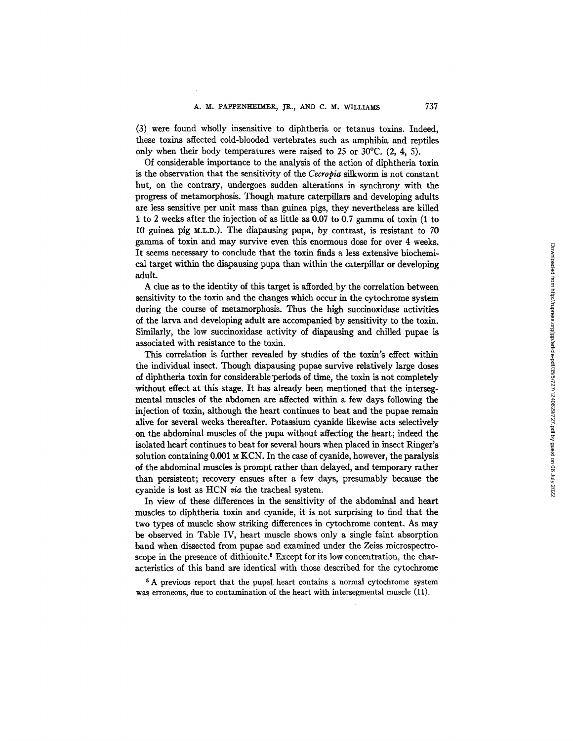(3) were found wholly insensitive to diphtheria or tetanus toxins. Indeed, these toxins affected cold-blooded vertebrates such as amphibia and reptiles only when their body temperatures were raised to 25 or 30°C. (2, 4, 5).

Of considerable importance to the analysis of the action of diphtheria toxin is the observation that the sensitivity of the *Cecropia* silkworm is not constant but, on the contrary, undergoes sudden alterations in synchrony with the progress of metamorphosis. Though mature caterpillars and developing adults are less sensitive per unit mass than guinea pigs, they nevertheless are killed 1 to 2 weeks after the injection of as little as 0.07 to 0.7 gamma of toxin (1 to 10 guinea pig M.L.D.). The diapausing pupa, by contrast, is resistant to 70 gamma of toxin and may survive even this enormous dose for over 4 weeks. It seems necessary to conclude that the toxin finds a less extensive biochemical target within the diapausing pupa than within the caterpillar or developing adult.

A clue as to the identity of this target is afforded by the correlation between sensitivity to the toxin and the changes which occur in the cytochrome system during the course of metamorphosis. Thus the high succinoxidase activities of the larva and developing adult are accompanied by sensitivity to the toxin. Similarly, the low succinoxidase activity of diapausing and chilled pupae is associated with resistance to the toxin.

This correlation is further revealed by studies of the toxin's effect within the individual insect. Though diapausing pupae survive relatively large doses of diphtheria toxin for considerable periods of time, the toxin is not completely without effect at this stage. It has already been mentioned that the intersegmental muscles of the abdomen are affected within a few days following the injection of toxin, although the heart continues to beat and the pupae remain alive for several weeks thereafter. Potassium cyanide likewise acts selectively on the abdominal muscles of the pupa without affecting the heart; indeed the isolated heart continues to beat for several hours when placed in insect Ringer's solution containing 0.001 M KCN. In the case of cyanide, however, the paralysis of the abdominal muscles is prompt rather than delayed, and temporary rather than persistent; recovery ensues after a few days, presumably because the cyanide is lost as HCN *via* the tracheal system.

In view of these differences in the sensitivity of the abdominal and heart muscles to diphtheria toxin and cyanide, it is not surprising to find that the two types of muscle show striking differences in cytochrome content. As may be observed in Table IV, heart muscle shows only a single faint absorption band when dissected from pupae and examined under the Zeiss microspectroscope in the presence of dithionite.[5] Except for its low concentration, the characteristics of this band are identical with those described for the cytochrome

[5] A previous report that the pupal heart contains a normal cytochrome system was erroneous, due to contamination of the heart with intersegmental muscle (11).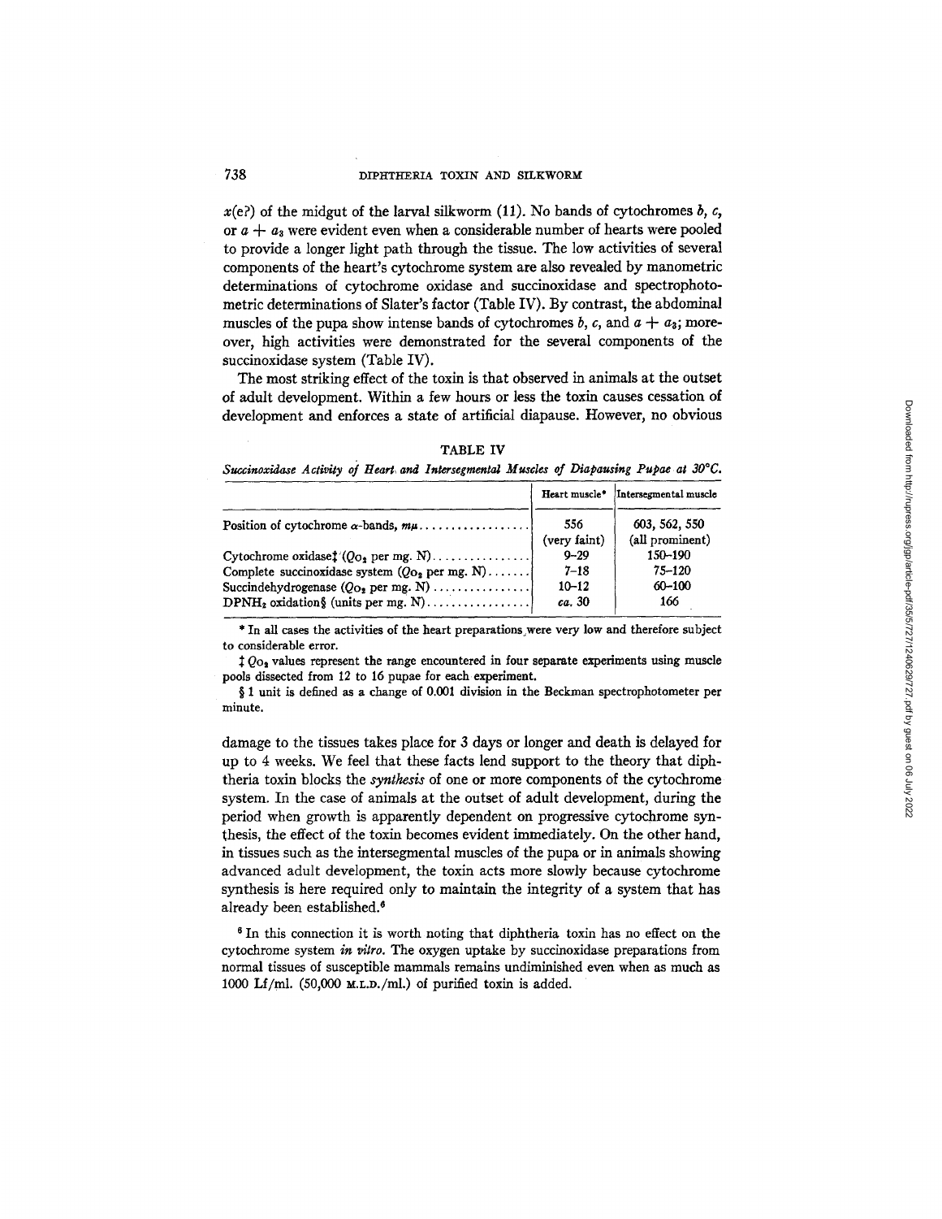$x$(e?) of the midgut of the larval silkworm (11). No bands of cytochromes $b$, $c$, or $a + a_3$ were evident even when a considerable number of hearts were pooled to provide a longer light path through the tissue. The low activities of several components of the heart's cytochrome system are also revealed by manometric determinations of cytochrome oxidase and succinoxidase and spectrophotometric determinations of Slater's factor (Table IV). By contrast, the abdominal muscles of the pupa show intense bands of cytochromes $b$, $c$, and $a + a_3$; moreover, high activities were demonstrated for the several components of the succinoxidase system (Table IV).

The most striking effect of the toxin is that observed in animals at the outset of adult development. Within a few hours or less the toxin causes cessation of development and enforces a state of artificial diapause. However, no obvious damage to the tissues takes place for 3 days or longer and death is delayed for up to 4 weeks. We feel that these facts lend support to the theory that diphtheria toxin blocks the *synthesis* of one or more components of the cytochrome system. In the case of animals at the outset of adult development, during the period when growth is apparently dependent on progressive cytochrome synthesis, the effect of the toxin becomes evident immediately. On the other hand, in tissues such as the intersegmental muscles of the pupa or in animals showing advanced adult development, the toxin acts more slowly because cytochrome synthesis is here required only to maintain the integrity of a system that has already been established.[6]

TABLE IV

*Succinoxidase Activity of Heart and Intersegmental Muscles of Diapausing Pupae at 30°C.*

| | Heart muscle* | Intersegmental muscle |
|---|---|---|
| Position of cytochrome α-bands, mμ | 556 (very faint) | 603, 562, 550 (all prominent) |
| Cytochrome oxidase‡ ($Q_{O_2}$ per mg. N) | 9–29 | 150–190 |
| Complete succinoxidase system ($Q_{O_2}$ per mg. N) | 7–18 | 75–120 |
| Succindehydrogenase ($Q_{O_2}$ per mg. N) | 10–12 | 60–100 |
| $DPNH_2$ oxidation§ (units per mg. N) | *ca.* 30 | 166 |

\* In all cases the activities of the heart preparations were very low and therefore subject to considerable error.

‡ $Q_{O_2}$ values represent the range encountered in four separate experiments using muscle pools dissected from 12 to 16 pupae for each experiment.

§ 1 unit is defined as a change of 0.001 division in the Beckman spectrophotometer per minute.

[6] In this connection it is worth noting that diphtheria toxin has no effect on the cytochrome system *in vitro*. The oxygen uptake by succinoxidase preparations from normal tissues of susceptible mammals remains undiminished even when as much as 1000 Lf/ml. (50,000 M.L.D./ml.) of purified toxin is added.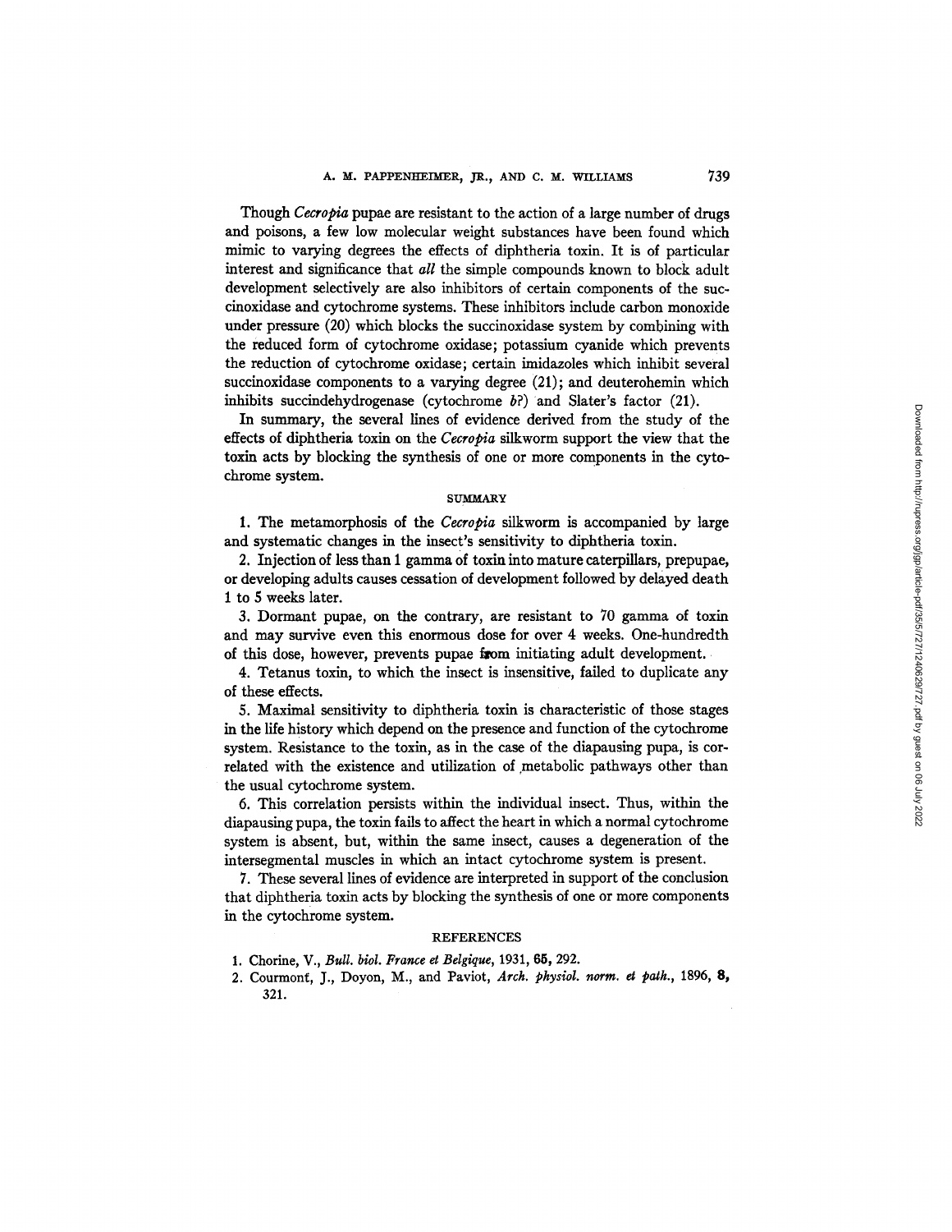Though *Cecropia* pupae are resistant to the action of a large number of drugs and poisons, a few low molecular weight substances have been found which mimic to varying degrees the effects of diphtheria toxin. It is of particular interest and significance that *all* the simple compounds known to block adult development selectively are also inhibitors of certain components of the succinoxidase and cytochrome systems. These inhibitors include carbon monoxide under pressure (20) which blocks the succinoxidase system by combining with the reduced form of cytochrome oxidase; potassium cyanide which prevents the reduction of cytochrome oxidase; certain imidazoles which inhibit several succinoxidase components to a varying degree (21); and deuterohemin which inhibits succindehydrogenase (cytochrome *b*?) and Slater's factor (21).

In summary, the several lines of evidence derived from the study of the effects of diphtheria toxin on the *Cecropia* silkworm support the view that the toxin acts by blocking the synthesis of one or more components in the cytochrome system.

## SUMMARY

1. The metamorphosis of the *Cecropia* silkworm is accompanied by large and systematic changes in the insect's sensitivity to diphtheria toxin.

2. Injection of less than 1 gamma of toxin into mature caterpillars, prepupae, or developing adults causes cessation of development followed by delayed death 1 to 5 weeks later.

3. Dormant pupae, on the contrary, are resistant to 70 gamma of toxin and may survive even this enormous dose for over 4 weeks. One-hundredth of this dose, however, prevents pupae from initiating adult development.

4. Tetanus toxin, to which the insect is insensitive, failed to duplicate any of these effects.

5. Maximal sensitivity to diphtheria toxin is characteristic of those stages in the life history which depend on the presence and function of the cytochrome system. Resistance to the toxin, as in the case of the diapausing pupa, is correlated with the existence and utilization of metabolic pathways other than the usual cytochrome system.

6. This correlation persists within the individual insect. Thus, within the diapausing pupa, the toxin fails to affect the heart in which a normal cytochrome system is absent, but, within the same insect, causes a degeneration of the intersegmental muscles in which an intact cytochrome system is present.

7. These several lines of evidence are interpreted in support of the conclusion that diphtheria toxin acts by blocking the synthesis of one or more components in the cytochrome system.

## REFERENCES

1. Chorine, V., *Bull. biol. France et Belgique*, 1931, **65**, 292.
2. Courmont, J., Doyon, M., and Paviot, *Arch. physiol. norm. et path.*, 1896, **8**, 321.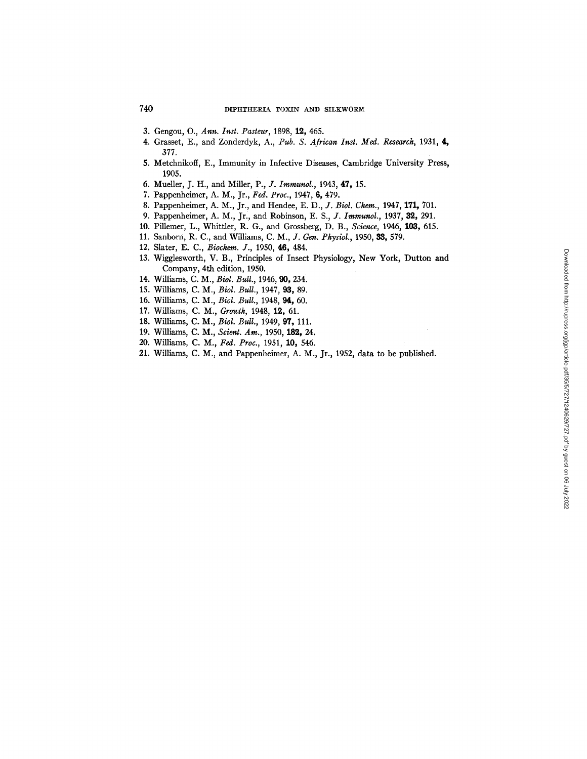3. Gengou, O., *Ann. Inst. Pasteur*, 1898, **12,** 465.
4. Grasset, E., and Zonderdyk, A., *Pub. S. African Inst. Med. Research*, 1931, **4,** 377.
5. Metchnikoff, E., Immunity in Infective Diseases, Cambridge University Press, 1905.
6. Mueller, J. H., and Miller, P., *J. Immunol.*, 1943, **47,** 15.
7. Pappenheimer, A. M., Jr., *Fed. Proc.*, 1947, **6,** 479.
8. Pappenheimer, A. M., Jr., and Hendee, E. D., *J. Biol. Chem.*, 1947, **171,** 701.
9. Pappenheimer, A. M., Jr., and Robinson, E. S., *J. Immunol.*, 1937, **32,** 291.
10. Pillemer, L., Whittler, R. G., and Grossberg, D. B., *Science*, 1946, **103,** 615.
11. Sanborn, R. C., and Williams, C. M., *J. Gen. Physiol.*, 1950, **33,** 579.
12. Slater, E. C., *Biochem. J.*, 1950, **46,** 484.
13. Wigglesworth, V. B., Principles of Insect Physiology, New York, Dutton and Company, 4th edition, 1950.
14. Williams, C. M., *Biol. Bull.*, 1946, **90,** 234.
15. Williams, C. M., *Biol. Bull.*, 1947, **93,** 89.
16. Williams, C. M., *Biol. Bull.*, 1948, **94,** 60.
17. Williams, C. M., *Growth*, 1948, **12,** 61.
18. Williams, C. M., *Biol. Bull.*, 1949, **97,** 111.
19. Williams, C. M., *Scient. Am.*, 1950, **182,** 24.
20. Williams, C. M., *Fed. Proc.*, 1951, **10,** 546.
21. Williams, C. M., and Pappenheimer, A. M., Jr., 1952, data to be published.